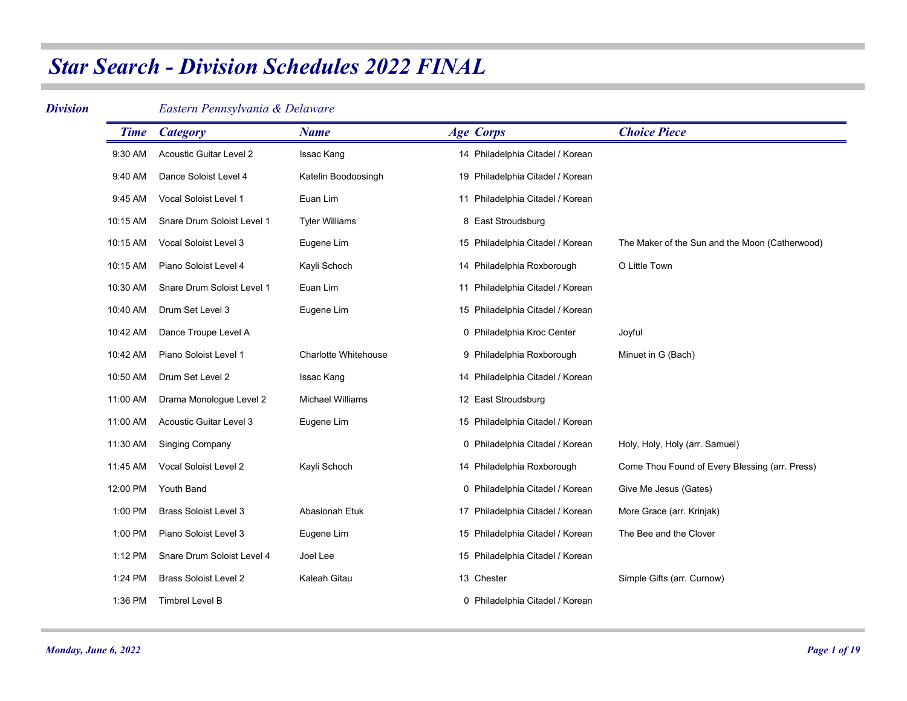# *Star Search - Division Schedules 2022 FINAL*

***Division*** *Eastern Pennsylvania & Delaware*

| Time | Category | Name | Age | Corps | Choice Piece |
|---|---|---|---|---|---|
| 9:30 AM | Acoustic Guitar Level 2 | Issac Kang | 14 | Philadelphia Citadel / Korean | |
| 9:40 AM | Dance Soloist Level 4 | Katelin Boodoosingh | 19 | Philadelphia Citadel / Korean | |
| 9:45 AM | Vocal Soloist Level 1 | Euan Lim | 11 | Philadelphia Citadel / Korean | |
| 10:15 AM | Snare Drum Soloist Level 1 | Tyler Williams | 8 | East Stroudsburg | |
| 10:15 AM | Vocal Soloist Level 3 | Eugene Lim | 15 | Philadelphia Citadel / Korean | The Maker of the Sun and the Moon (Catherwood) |
| 10:15 AM | Piano Soloist Level 4 | Kayli Schoch | 14 | Philadelphia Roxborough | O Little Town |
| 10:30 AM | Snare Drum Soloist Level 1 | Euan Lim | 11 | Philadelphia Citadel / Korean | |
| 10:40 AM | Drum Set Level 3 | Eugene Lim | 15 | Philadelphia Citadel / Korean | |
| 10:42 AM | Dance Troupe Level A | | 0 | Philadelphia Kroc Center | Joyful |
| 10:42 AM | Piano Soloist Level 1 | Charlotte Whitehouse | 9 | Philadelphia Roxborough | Minuet in G (Bach) |
| 10:50 AM | Drum Set Level 2 | Issac Kang | 14 | Philadelphia Citadel / Korean | |
| 11:00 AM | Drama Monologue Level 2 | Michael Williams | 12 | East Stroudsburg | |
| 11:00 AM | Acoustic Guitar Level 3 | Eugene Lim | 15 | Philadelphia Citadel / Korean | |
| 11:30 AM | Singing Company | | 0 | Philadelphia Citadel / Korean | Holy, Holy, Holy (arr. Samuel) |
| 11:45 AM | Vocal Soloist Level 2 | Kayli Schoch | 14 | Philadelphia Roxborough | Come Thou Found of Every Blessing (arr. Press) |
| 12:00 PM | Youth Band | | 0 | Philadelphia Citadel / Korean | Give Me Jesus (Gates) |
| 1:00 PM | Brass Soloist Level 3 | Abasionah Etuk | 17 | Philadelphia Citadel / Korean | More Grace (arr. Krinjak) |
| 1:00 PM | Piano Soloist Level 3 | Eugene Lim | 15 | Philadelphia Citadel / Korean | The Bee and the Clover |
| 1:12 PM | Snare Drum Soloist Level 4 | Joel Lee | 15 | Philadelphia Citadel / Korean | |
| 1:24 PM | Brass Soloist Level 2 | Kaleah Gitau | 13 | Chester | Simple Gifts (arr. Curnow) |
| 1:36 PM | Timbrel Level B | | 0 | Philadelphia Citadel / Korean | |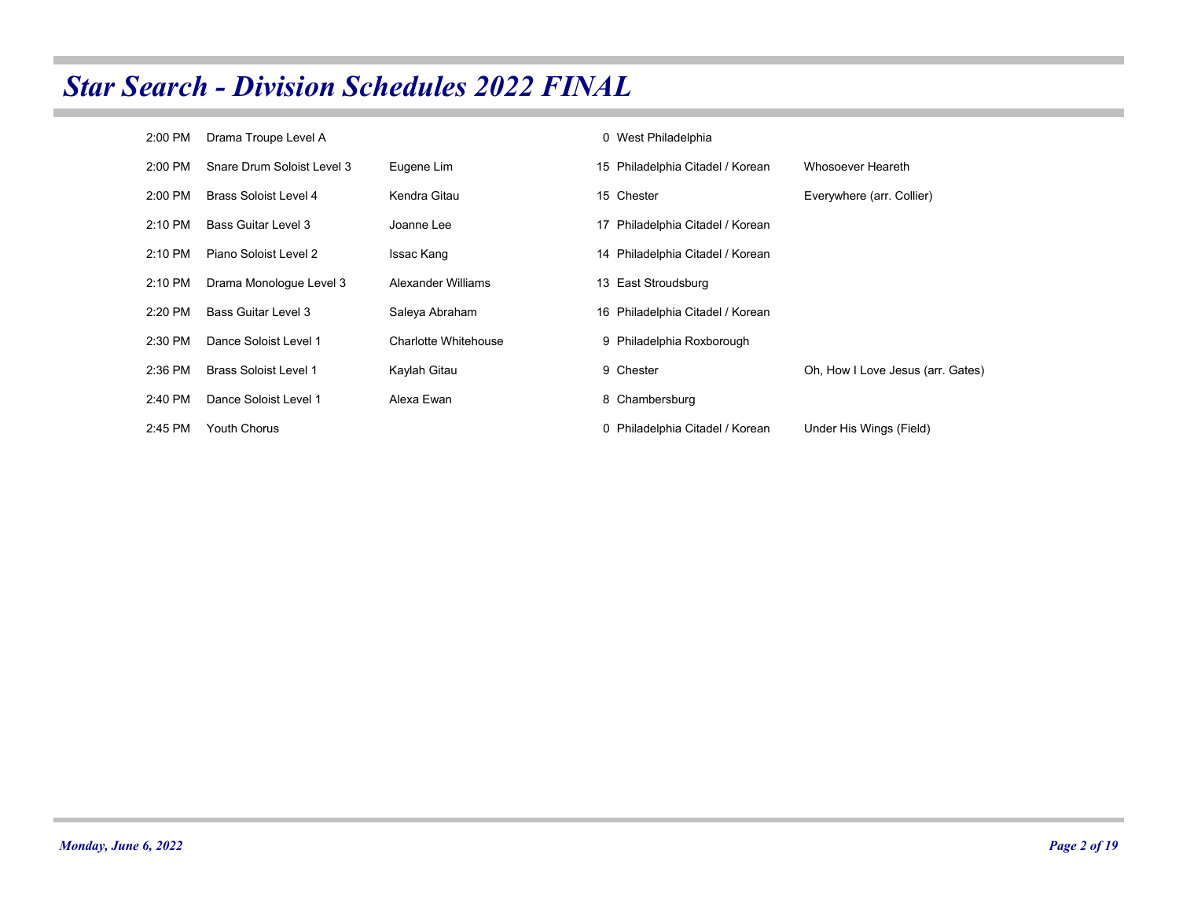# Star Search - Division Schedules 2022 FINAL

| Time | Division | Name | Age | Corps | Selection |
|---|---|---|---|---|---|
| 2:00 PM | Drama Troupe Level A | | 0 | West Philadelphia | |
| 2:00 PM | Snare Drum Soloist Level 3 | Eugene Lim | 15 | Philadelphia Citadel / Korean | Whosoever Heareth |
| 2:00 PM | Brass Soloist Level 4 | Kendra Gitau | 15 | Chester | Everywhere (arr. Collier) |
| 2:10 PM | Bass Guitar Level 3 | Joanne Lee | 17 | Philadelphia Citadel / Korean | |
| 2:10 PM | Piano Soloist Level 2 | Issac Kang | 14 | Philadelphia Citadel / Korean | |
| 2:10 PM | Drama Monologue Level 3 | Alexander Williams | 13 | East Stroudsburg | |
| 2:20 PM | Bass Guitar Level 3 | Saleya Abraham | 16 | Philadelphia Citadel / Korean | |
| 2:30 PM | Dance Soloist Level 1 | Charlotte Whitehouse | 9 | Philadelphia Roxborough | |
| 2:36 PM | Brass Soloist Level 1 | Kaylah Gitau | 9 | Chester | Oh, How I Love Jesus (arr. Gates) |
| 2:40 PM | Dance Soloist Level 1 | Alexa Ewan | 8 | Chambersburg | |
| 2:45 PM | Youth Chorus | | 0 | Philadelphia Citadel / Korean | Under His Wings (Field) |

*Monday, June 6, 2022*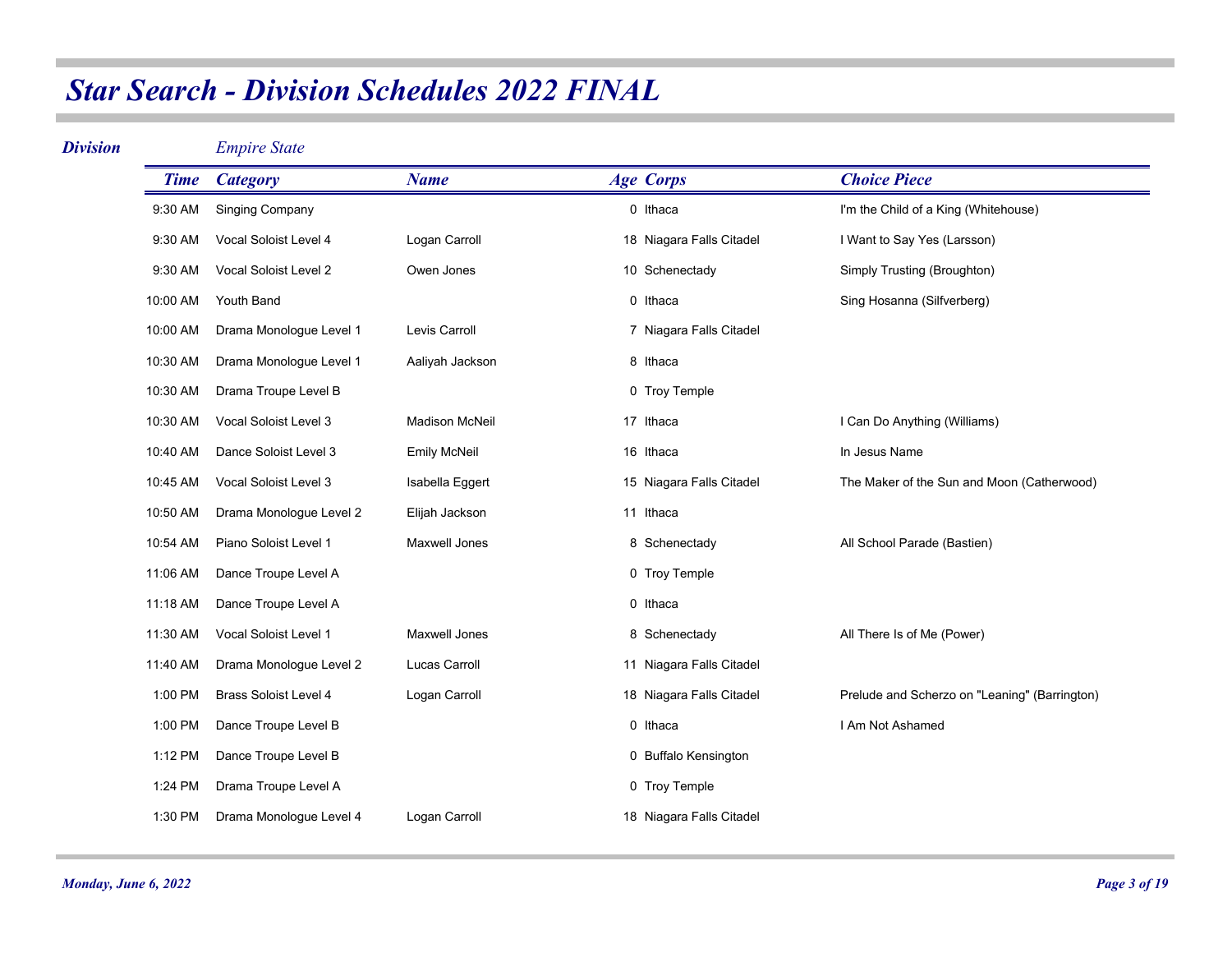# Star Search - Division Schedules 2022 FINAL

**Division** *Empire State*

| Time | Category | Name | Age | Corps | Choice Piece |
|---|---|---|---|---|---|
| 9:30 AM | Singing Company | | 0 | Ithaca | I'm the Child of a King (Whitehouse) |
| 9:30 AM | Vocal Soloist Level 4 | Logan Carroll | 18 | Niagara Falls Citadel | I Want to Say Yes (Larsson) |
| 9:30 AM | Vocal Soloist Level 2 | Owen Jones | 10 | Schenectady | Simply Trusting (Broughton) |
| 10:00 AM | Youth Band | | 0 | Ithaca | Sing Hosanna (Silfverberg) |
| 10:00 AM | Drama Monologue Level 1 | Levis Carroll | 7 | Niagara Falls Citadel | |
| 10:30 AM | Drama Monologue Level 1 | Aaliyah Jackson | 8 | Ithaca | |
| 10:30 AM | Drama Troupe Level B | | 0 | Troy Temple | |
| 10:30 AM | Vocal Soloist Level 3 | Madison McNeil | 17 | Ithaca | I Can Do Anything (Williams) |
| 10:40 AM | Dance Soloist Level 3 | Emily McNeil | 16 | Ithaca | In Jesus Name |
| 10:45 AM | Vocal Soloist Level 3 | Isabella Eggert | 15 | Niagara Falls Citadel | The Maker of the Sun and Moon (Catherwood) |
| 10:50 AM | Drama Monologue Level 2 | Elijah Jackson | 11 | Ithaca | |
| 10:54 AM | Piano Soloist Level 1 | Maxwell Jones | 8 | Schenectady | All School Parade (Bastien) |
| 11:06 AM | Dance Troupe Level A | | 0 | Troy Temple | |
| 11:18 AM | Dance Troupe Level A | | 0 | Ithaca | |
| 11:30 AM | Vocal Soloist Level 1 | Maxwell Jones | 8 | Schenectady | All There Is of Me (Power) |
| 11:40 AM | Drama Monologue Level 2 | Lucas Carroll | 11 | Niagara Falls Citadel | |
| 1:00 PM | Brass Soloist Level 4 | Logan Carroll | 18 | Niagara Falls Citadel | Prelude and Scherzo on "Leaning" (Barrington) |
| 1:00 PM | Dance Troupe Level B | | 0 | Ithaca | I Am Not Ashamed |
| 1:12 PM | Dance Troupe Level B | | 0 | Buffalo Kensington | |
| 1:24 PM | Drama Troupe Level A | | 0 | Troy Temple | |
| 1:30 PM | Drama Monologue Level 4 | Logan Carroll | 18 | Niagara Falls Citadel | |

*Monday, June 6, 2022*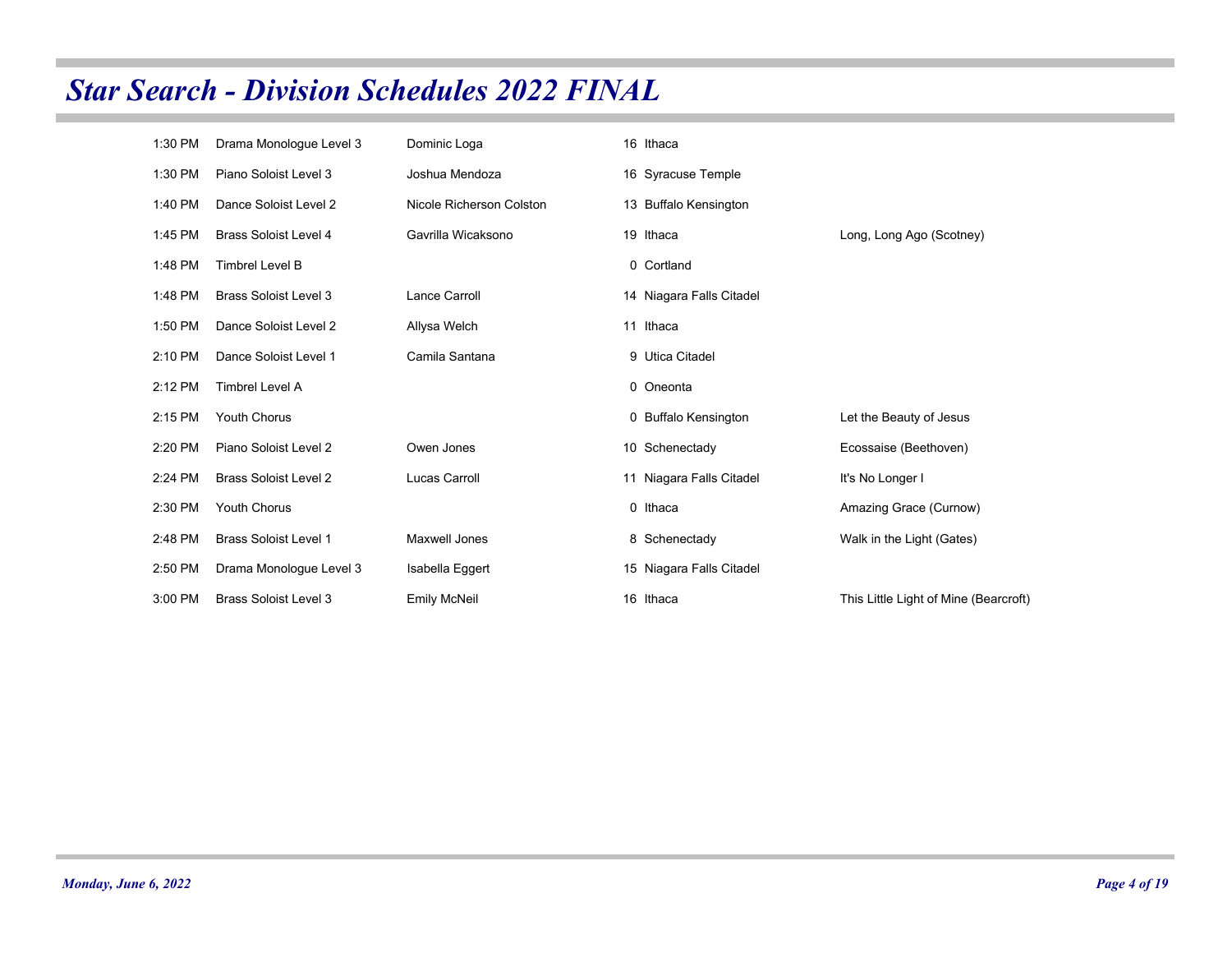# Star Search - Division Schedules 2022 FINAL

| Time | Division | Name | Age | Corps | Selection |
|---|---|---|---|---|---|
| 1:30 PM | Drama Monologue Level 3 | Dominic Loga | 16 | Ithaca | |
| 1:30 PM | Piano Soloist Level 3 | Joshua Mendoza | 16 | Syracuse Temple | |
| 1:40 PM | Dance Soloist Level 2 | Nicole Richerson Colston | 13 | Buffalo Kensington | |
| 1:45 PM | Brass Soloist Level 4 | Gavrilla Wicaksono | 19 | Ithaca | Long, Long Ago (Scotney) |
| 1:48 PM | Timbrel Level B | | 0 | Cortland | |
| 1:48 PM | Brass Soloist Level 3 | Lance Carroll | 14 | Niagara Falls Citadel | |
| 1:50 PM | Dance Soloist Level 2 | Allysa Welch | 11 | Ithaca | |
| 2:10 PM | Dance Soloist Level 1 | Camila Santana | 9 | Utica Citadel | |
| 2:12 PM | Timbrel Level A | | 0 | Oneonta | |
| 2:15 PM | Youth Chorus | | 0 | Buffalo Kensington | Let the Beauty of Jesus |
| 2:20 PM | Piano Soloist Level 2 | Owen Jones | 10 | Schenectady | Ecossaise (Beethoven) |
| 2:24 PM | Brass Soloist Level 2 | Lucas Carroll | 11 | Niagara Falls Citadel | It's No Longer I |
| 2:30 PM | Youth Chorus | | 0 | Ithaca | Amazing Grace (Curnow) |
| 2:48 PM | Brass Soloist Level 1 | Maxwell Jones | 8 | Schenectady | Walk in the Light (Gates) |
| 2:50 PM | Drama Monologue Level 3 | Isabella Eggert | 15 | Niagara Falls Citadel | |
| 3:00 PM | Brass Soloist Level 3 | Emily McNeil | 16 | Ithaca | This Little Light of Mine (Bearcroft) |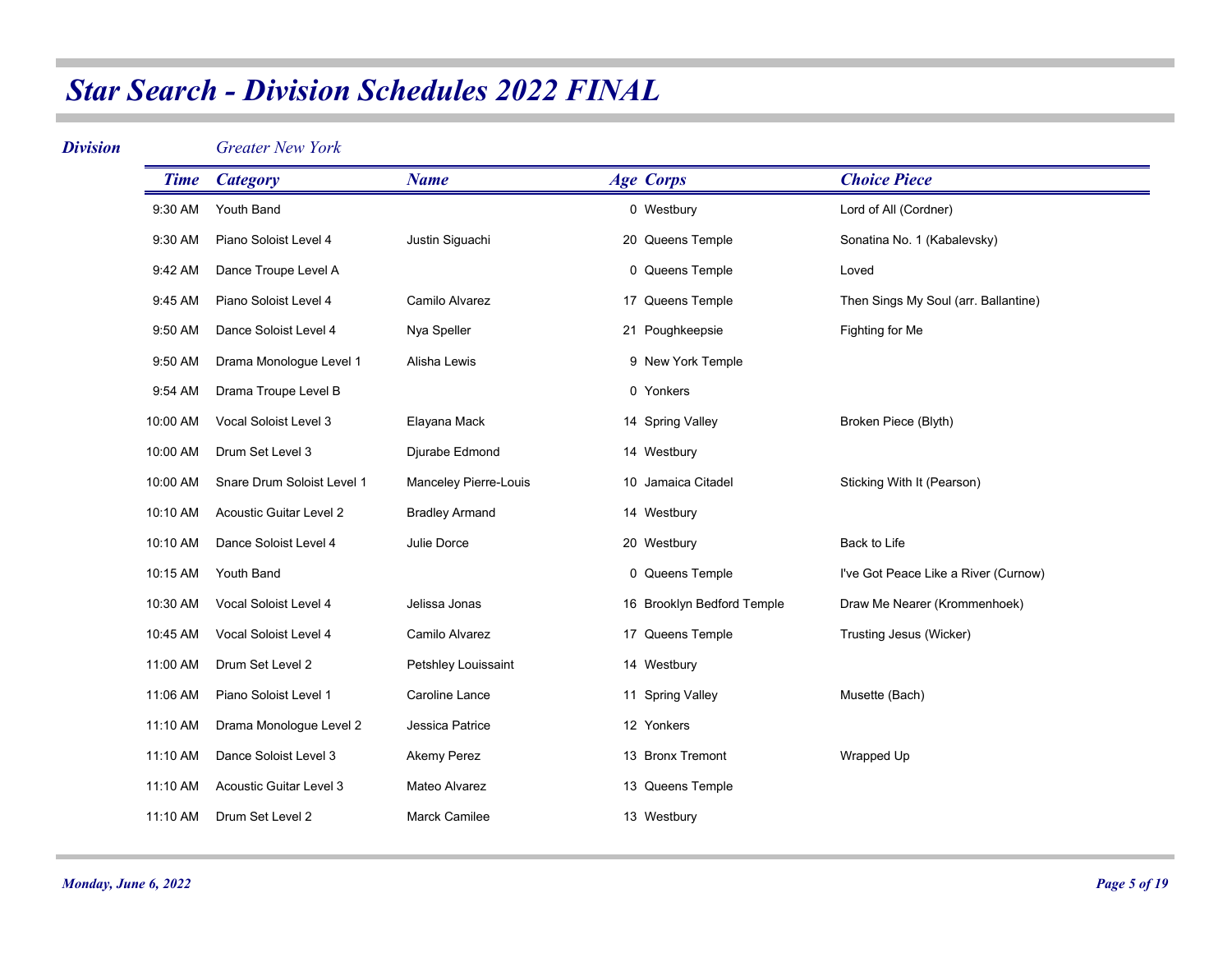# Star Search - Division Schedules 2022 FINAL

***Division*** *Greater New York*

| Time | Category | Name | Age | Corps | Choice Piece |
|---|---|---|---|---|---|
| 9:30 AM | Youth Band | | 0 | Westbury | Lord of All (Cordner) |
| 9:30 AM | Piano Soloist Level 4 | Justin Siguachi | 20 | Queens Temple | Sonatina No. 1 (Kabalevsky) |
| 9:42 AM | Dance Troupe Level A | | 0 | Queens Temple | Loved |
| 9:45 AM | Piano Soloist Level 4 | Camilo Alvarez | 17 | Queens Temple | Then Sings My Soul (arr. Ballantine) |
| 9:50 AM | Dance Soloist Level 4 | Nya Speller | 21 | Poughkeepsie | Fighting for Me |
| 9:50 AM | Drama Monologue Level 1 | Alisha Lewis | 9 | New York Temple | |
| 9:54 AM | Drama Troupe Level B | | 0 | Yonkers | |
| 10:00 AM | Vocal Soloist Level 3 | Elayana Mack | 14 | Spring Valley | Broken Piece (Blyth) |
| 10:00 AM | Drum Set Level 3 | Djurabe Edmond | 14 | Westbury | |
| 10:00 AM | Snare Drum Soloist Level 1 | Manceley Pierre-Louis | 10 | Jamaica Citadel | Sticking With It (Pearson) |
| 10:10 AM | Acoustic Guitar Level 2 | Bradley Armand | 14 | Westbury | |
| 10:10 AM | Dance Soloist Level 4 | Julie Dorce | 20 | Westbury | Back to Life |
| 10:15 AM | Youth Band | | 0 | Queens Temple | I've Got Peace Like a River (Curnow) |
| 10:30 AM | Vocal Soloist Level 4 | Jelissa Jonas | 16 | Brooklyn Bedford Temple | Draw Me Nearer (Krommenhoek) |
| 10:45 AM | Vocal Soloist Level 4 | Camilo Alvarez | 17 | Queens Temple | Trusting Jesus (Wicker) |
| 11:00 AM | Drum Set Level 2 | Petshley Louissaint | 14 | Westbury | |
| 11:06 AM | Piano Soloist Level 1 | Caroline Lance | 11 | Spring Valley | Musette (Bach) |
| 11:10 AM | Drama Monologue Level 2 | Jessica Patrice | 12 | Yonkers | |
| 11:10 AM | Dance Soloist Level 3 | Akemy Perez | 13 | Bronx Tremont | Wrapped Up |
| 11:10 AM | Acoustic Guitar Level 3 | Mateo Alvarez | 13 | Queens Temple | |
| 11:10 AM | Drum Set Level 2 | Marck Camilee | 13 | Westbury | |

*Monday, June 6, 2022*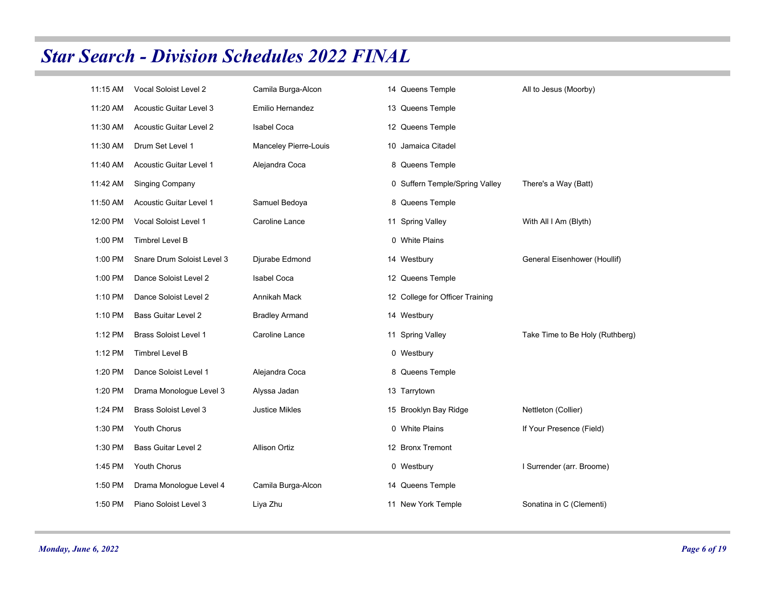# Star Search - Division Schedules 2022 FINAL

| Time | Division | Name | Age | Corps | Selection |
|---|---|---|---|---|---|
| 11:15 AM | Vocal Soloist Level 2 | Camila Burga-Alcon | 14 | Queens Temple | All to Jesus (Moorby) |
| 11:20 AM | Acoustic Guitar Level 3 | Emilio Hernandez | 13 | Queens Temple | |
| 11:30 AM | Acoustic Guitar Level 2 | Isabel Coca | 12 | Queens Temple | |
| 11:30 AM | Drum Set Level 1 | Manceley Pierre-Louis | 10 | Jamaica Citadel | |
| 11:40 AM | Acoustic Guitar Level 1 | Alejandra Coca | 8 | Queens Temple | |
| 11:42 AM | Singing Company | | 0 | Suffern Temple/Spring Valley | There's a Way (Batt) |
| 11:50 AM | Acoustic Guitar Level 1 | Samuel Bedoya | 8 | Queens Temple | |
| 12:00 PM | Vocal Soloist Level 1 | Caroline Lance | 11 | Spring Valley | With All I Am (Blyth) |
| 1:00 PM | Timbrel Level B | | 0 | White Plains | |
| 1:00 PM | Snare Drum Soloist Level 3 | Djurabe Edmond | 14 | Westbury | General Eisenhower (Houllif) |
| 1:00 PM | Dance Soloist Level 2 | Isabel Coca | 12 | Queens Temple | |
| 1:10 PM | Dance Soloist Level 2 | Annikah Mack | 12 | College for Officer Training | |
| 1:10 PM | Bass Guitar Level 2 | Bradley Armand | 14 | Westbury | |
| 1:12 PM | Brass Soloist Level 1 | Caroline Lance | 11 | Spring Valley | Take Time to Be Holy (Ruthberg) |
| 1:12 PM | Timbrel Level B | | 0 | Westbury | |
| 1:20 PM | Dance Soloist Level 1 | Alejandra Coca | 8 | Queens Temple | |
| 1:20 PM | Drama Monologue Level 3 | Alyssa Jadan | 13 | Tarrytown | |
| 1:24 PM | Brass Soloist Level 3 | Justice Mikles | 15 | Brooklyn Bay Ridge | Nettleton (Collier) |
| 1:30 PM | Youth Chorus | | 0 | White Plains | If Your Presence (Field) |
| 1:30 PM | Bass Guitar Level 2 | Allison Ortiz | 12 | Bronx Tremont | |
| 1:45 PM | Youth Chorus | | 0 | Westbury | I Surrender (arr. Broome) |
| 1:50 PM | Drama Monologue Level 4 | Camila Burga-Alcon | 14 | Queens Temple | |
| 1:50 PM | Piano Soloist Level 3 | Liya Zhu | 11 | New York Temple | Sonatina in C (Clementi) |

*Monday, June 6, 2022*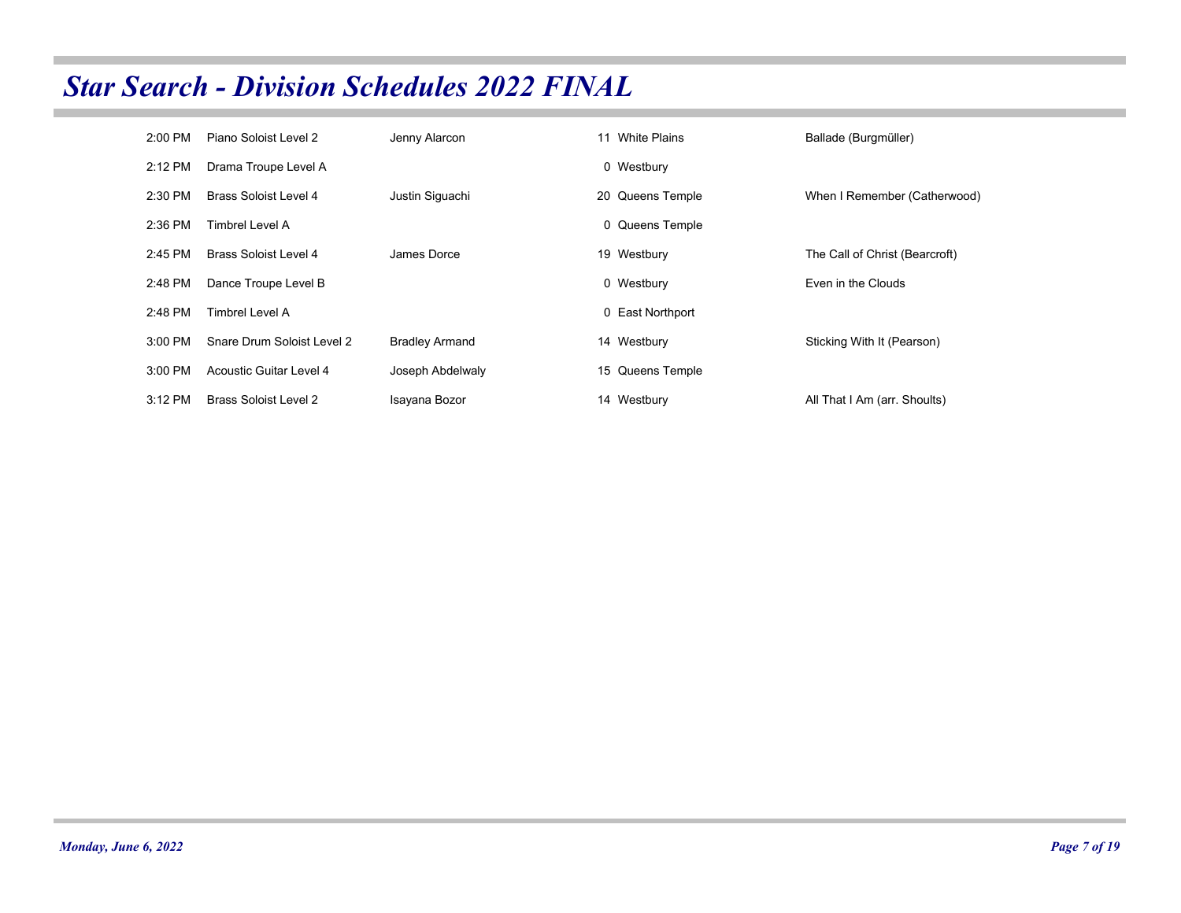# Star Search - Division Schedules 2022 FINAL

| Time | Category | Name | Age | Location | Selection |
|---|---|---|---|---|---|
| 2:00 PM | Piano Soloist Level 2 | Jenny Alarcon | 11 | White Plains | Ballade (Burgmüller) |
| 2:12 PM | Drama Troupe Level A | | 0 | Westbury | |
| 2:30 PM | Brass Soloist Level 4 | Justin Siguachi | 20 | Queens Temple | When I Remember (Catherwood) |
| 2:36 PM | Timbrel Level A | | 0 | Queens Temple | |
| 2:45 PM | Brass Soloist Level 4 | James Dorce | 19 | Westbury | The Call of Christ (Bearcroft) |
| 2:48 PM | Dance Troupe Level B | | 0 | Westbury | Even in the Clouds |
| 2:48 PM | Timbrel Level A | | 0 | East Northport | |
| 3:00 PM | Snare Drum Soloist Level 2 | Bradley Armand | 14 | Westbury | Sticking With It (Pearson) |
| 3:00 PM | Acoustic Guitar Level 4 | Joseph Abdelwaly | 15 | Queens Temple | |
| 3:12 PM | Brass Soloist Level 2 | Isayana Bozor | 14 | Westbury | All That I Am (arr. Shoults) |

*Monday, June 6, 2022*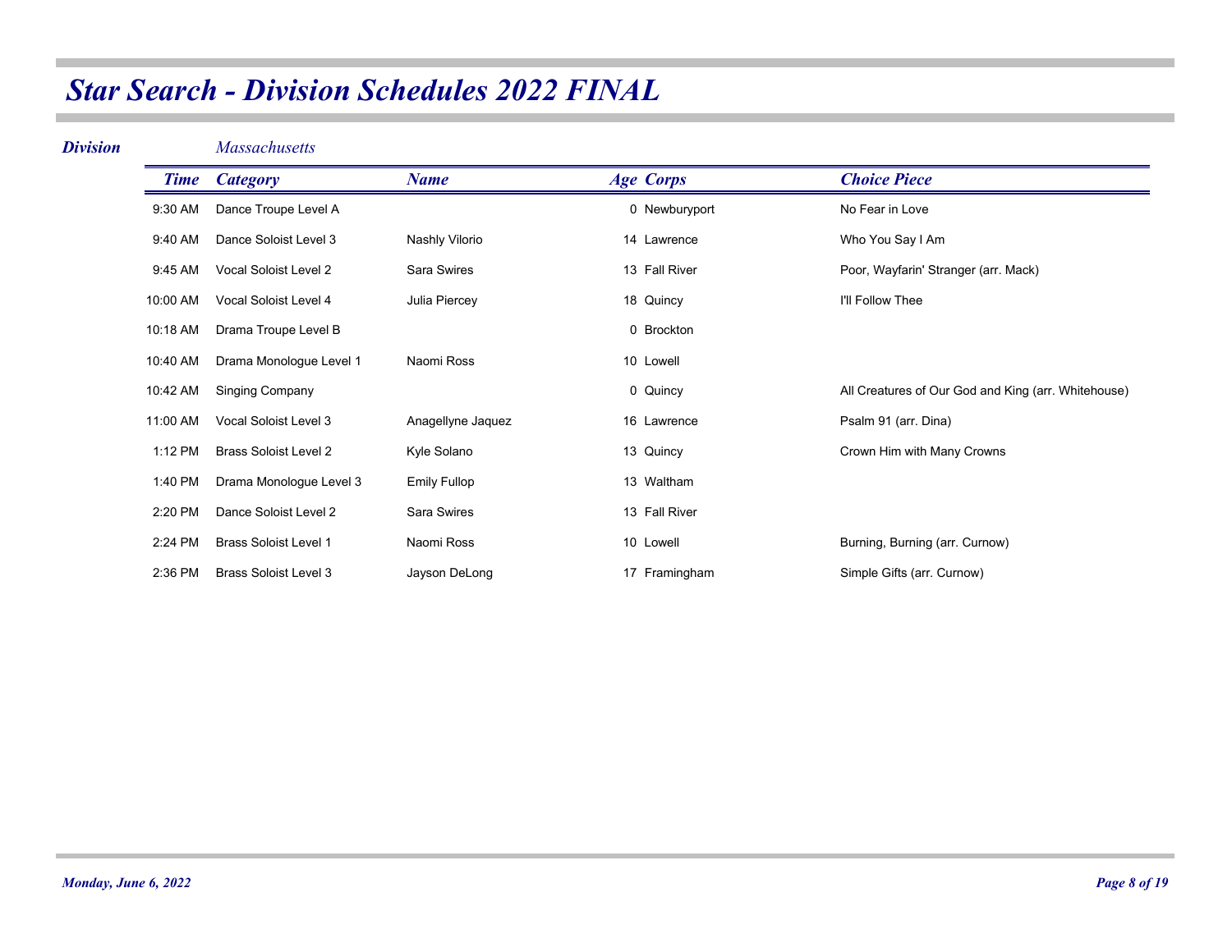# Star Search - Division Schedules 2022 FINAL

***Division*** *Massachusetts*

| Time | Category | Name | Age | Corps | Choice Piece |
|---|---|---|---|---|---|
| 9:30 AM | Dance Troupe Level A | | 0 | Newburyport | No Fear in Love |
| 9:40 AM | Dance Soloist Level 3 | Nashly Vilorio | 14 | Lawrence | Who You Say I Am |
| 9:45 AM | Vocal Soloist Level 2 | Sara Swires | 13 | Fall River | Poor, Wayfarin' Stranger (arr. Mack) |
| 10:00 AM | Vocal Soloist Level 4 | Julia Piercey | 18 | Quincy | I'll Follow Thee |
| 10:18 AM | Drama Troupe Level B | | 0 | Brockton | |
| 10:40 AM | Drama Monologue Level 1 | Naomi Ross | 10 | Lowell | |
| 10:42 AM | Singing Company | | 0 | Quincy | All Creatures of Our God and King (arr. Whitehouse) |
| 11:00 AM | Vocal Soloist Level 3 | Anagellyne Jaquez | 16 | Lawrence | Psalm 91 (arr. Dina) |
| 1:12 PM | Brass Soloist Level 2 | Kyle Solano | 13 | Quincy | Crown Him with Many Crowns |
| 1:40 PM | Drama Monologue Level 3 | Emily Fullop | 13 | Waltham | |
| 2:20 PM | Dance Soloist Level 2 | Sara Swires | 13 | Fall River | |
| 2:24 PM | Brass Soloist Level 1 | Naomi Ross | 10 | Lowell | Burning, Burning (arr. Curnow) |
| 2:36 PM | Brass Soloist Level 3 | Jayson DeLong | 17 | Framingham | Simple Gifts (arr. Curnow) |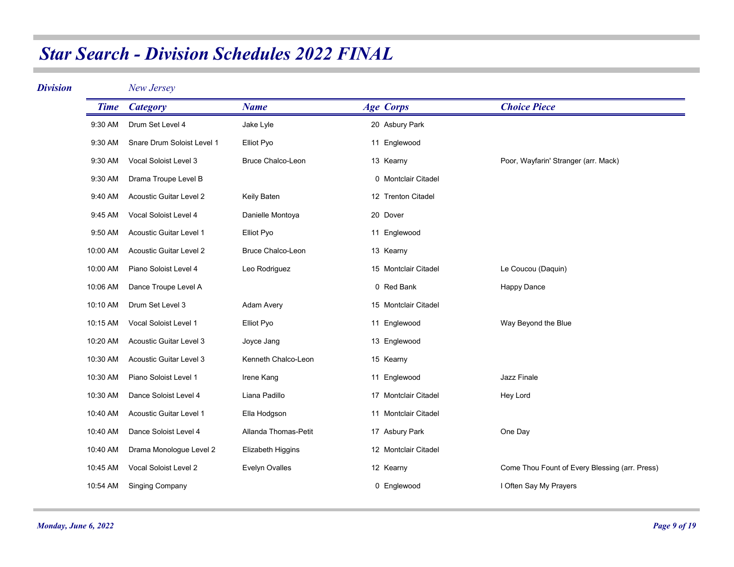# *Star Search - Division Schedules 2022 FINAL*

***Division*** *New Jersey*

| *Time* | *Category* | *Name* | *Age* | *Corps* | *Choice Piece* |
|---|---|---|---|---|---|
| 9:30 AM | Drum Set Level 4 | Jake Lyle | 20 | Asbury Park | |
| 9:30 AM | Snare Drum Soloist Level 1 | Elliot Pyo | 11 | Englewood | |
| 9:30 AM | Vocal Soloist Level 3 | Bruce Chalco-Leon | 13 | Kearny | Poor, Wayfarin' Stranger (arr. Mack) |
| 9:30 AM | Drama Troupe Level B | | 0 | Montclair Citadel | |
| 9:40 AM | Acoustic Guitar Level 2 | Keily Baten | 12 | Trenton Citadel | |
| 9:45 AM | Vocal Soloist Level 4 | Danielle Montoya | 20 | Dover | |
| 9:50 AM | Acoustic Guitar Level 1 | Elliot Pyo | 11 | Englewood | |
| 10:00 AM | Acoustic Guitar Level 2 | Bruce Chalco-Leon | 13 | Kearny | |
| 10:00 AM | Piano Soloist Level 4 | Leo Rodriguez | 15 | Montclair Citadel | Le Coucou (Daquin) |
| 10:06 AM | Dance Troupe Level A | | 0 | Red Bank | Happy Dance |
| 10:10 AM | Drum Set Level 3 | Adam Avery | 15 | Montclair Citadel | |
| 10:15 AM | Vocal Soloist Level 1 | Elliot Pyo | 11 | Englewood | Way Beyond the Blue |
| 10:20 AM | Acoustic Guitar Level 3 | Joyce Jang | 13 | Englewood | |
| 10:30 AM | Acoustic Guitar Level 3 | Kenneth Chalco-Leon | 15 | Kearny | |
| 10:30 AM | Piano Soloist Level 1 | Irene Kang | 11 | Englewood | Jazz Finale |
| 10:30 AM | Dance Soloist Level 4 | Liana Padillo | 17 | Montclair Citadel | Hey Lord |
| 10:40 AM | Acoustic Guitar Level 1 | Ella Hodgson | 11 | Montclair Citadel | |
| 10:40 AM | Dance Soloist Level 4 | Allanda Thomas-Petit | 17 | Asbury Park | One Day |
| 10:40 AM | Drama Monologue Level 2 | Elizabeth Higgins | 12 | Montclair Citadel | |
| 10:45 AM | Vocal Soloist Level 2 | Evelyn Ovalles | 12 | Kearny | Come Thou Fount of Every Blessing (arr. Press) |
| 10:54 AM | Singing Company | | 0 | Englewood | I Often Say My Prayers |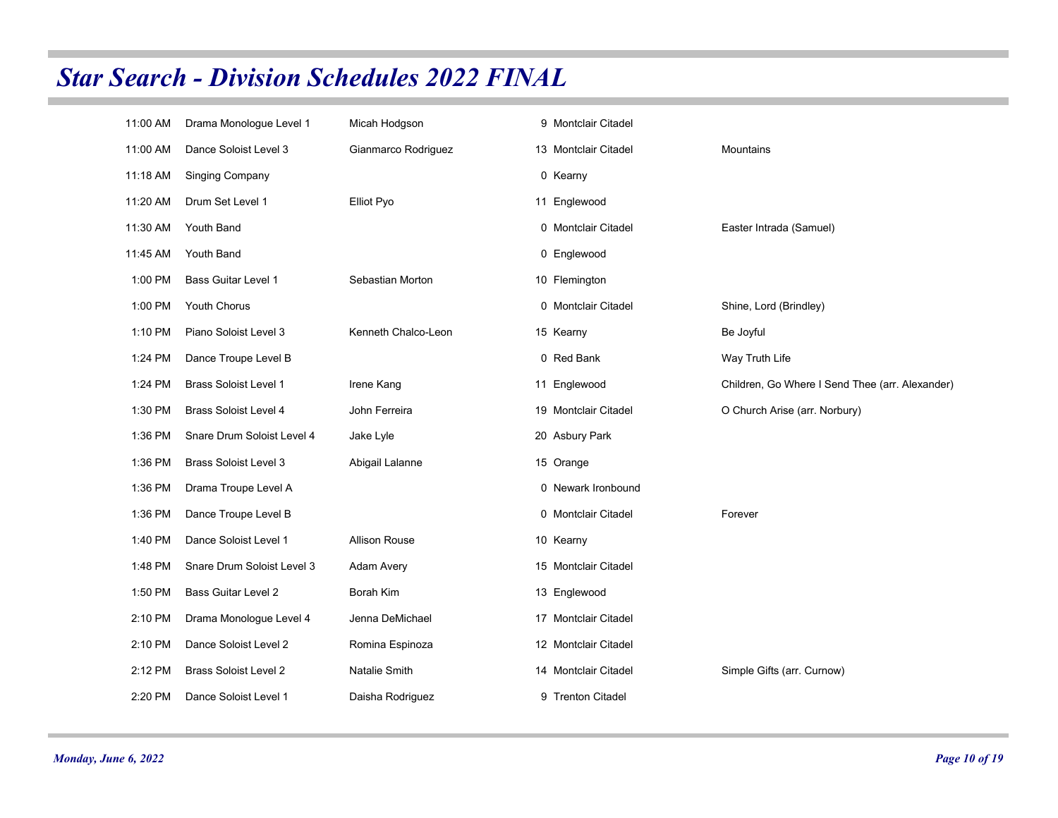# Star Search - Division Schedules 2022 FINAL

| Time | Division | Name | Age | Corps | Selection |
|---|---|---|---|---|---|
| 11:00 AM | Drama Monologue Level 1 | Micah Hodgson | 9 | Montclair Citadel | |
| 11:00 AM | Dance Soloist Level 3 | Gianmarco Rodriguez | 13 | Montclair Citadel | Mountains |
| 11:18 AM | Singing Company | | 0 | Kearny | |
| 11:20 AM | Drum Set Level 1 | Elliot Pyo | 11 | Englewood | |
| 11:30 AM | Youth Band | | 0 | Montclair Citadel | Easter Intrada (Samuel) |
| 11:45 AM | Youth Band | | 0 | Englewood | |
| 1:00 PM | Bass Guitar Level 1 | Sebastian Morton | 10 | Flemington | |
| 1:00 PM | Youth Chorus | | 0 | Montclair Citadel | Shine, Lord (Brindley) |
| 1:10 PM | Piano Soloist Level 3 | Kenneth Chalco-Leon | 15 | Kearny | Be Joyful |
| 1:24 PM | Dance Troupe Level B | | 0 | Red Bank | Way Truth Life |
| 1:24 PM | Brass Soloist Level 1 | Irene Kang | 11 | Englewood | Children, Go Where I Send Thee (arr. Alexander) |
| 1:30 PM | Brass Soloist Level 4 | John Ferreira | 19 | Montclair Citadel | O Church Arise (arr. Norbury) |
| 1:36 PM | Snare Drum Soloist Level 4 | Jake Lyle | 20 | Asbury Park | |
| 1:36 PM | Brass Soloist Level 3 | Abigail Lalanne | 15 | Orange | |
| 1:36 PM | Drama Troupe Level A | | 0 | Newark Ironbound | |
| 1:36 PM | Dance Troupe Level B | | 0 | Montclair Citadel | Forever |
| 1:40 PM | Dance Soloist Level 1 | Allison Rouse | 10 | Kearny | |
| 1:48 PM | Snare Drum Soloist Level 3 | Adam Avery | 15 | Montclair Citadel | |
| 1:50 PM | Bass Guitar Level 2 | Borah Kim | 13 | Englewood | |
| 2:10 PM | Drama Monologue Level 4 | Jenna DeMichael | 17 | Montclair Citadel | |
| 2:10 PM | Dance Soloist Level 2 | Romina Espinoza | 12 | Montclair Citadel | |
| 2:12 PM | Brass Soloist Level 2 | Natalie Smith | 14 | Montclair Citadel | Simple Gifts (arr. Curnow) |
| 2:20 PM | Dance Soloist Level 1 | Daisha Rodriguez | 9 | Trenton Citadel | |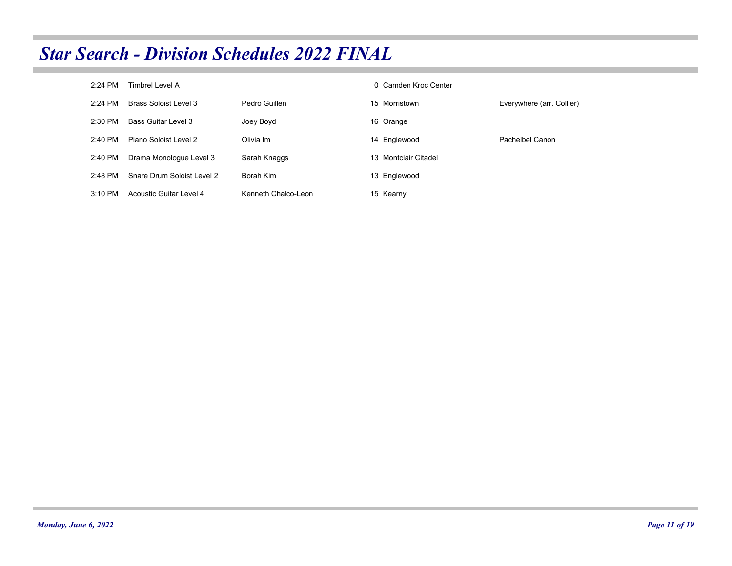# Star Search - Division Schedules 2022 FINAL

| Time | Division | Name | Age | Corps | Selection |
|---|---|---|---|---|---|
| 2:24 PM | Timbrel Level A | | 0 | Camden Kroc Center | |
| 2:24 PM | Brass Soloist Level 3 | Pedro Guillen | 15 | Morristown | Everywhere (arr. Collier) |
| 2:30 PM | Bass Guitar Level 3 | Joey Boyd | 16 | Orange | |
| 2:40 PM | Piano Soloist Level 2 | Olivia Im | 14 | Englewood | Pachelbel Canon |
| 2:40 PM | Drama Monologue Level 3 | Sarah Knaggs | 13 | Montclair Citadel | |
| 2:48 PM | Snare Drum Soloist Level 2 | Borah Kim | 13 | Englewood | |
| 3:10 PM | Acoustic Guitar Level 4 | Kenneth Chalco-Leon | 15 | Kearny | |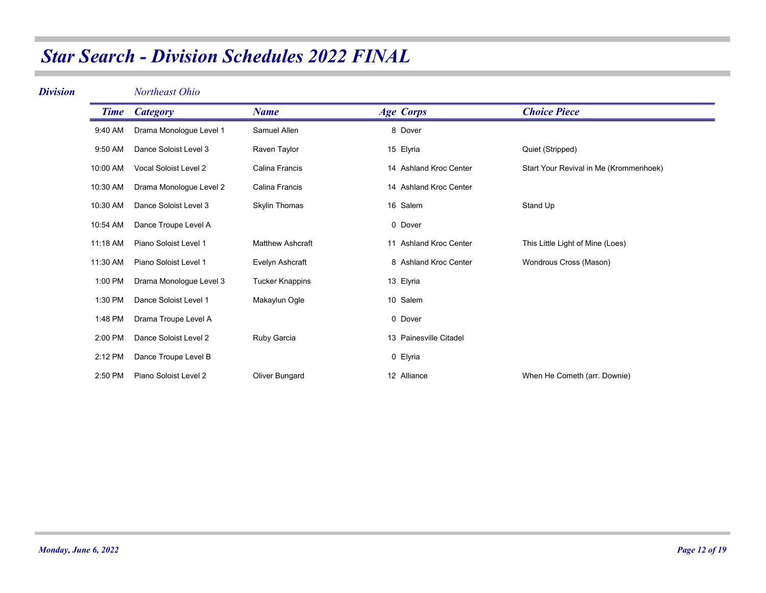# Star Search - Division Schedules 2022 FINAL

***Division*** *Northeast Ohio*

| Time | Category | Name | Age | Corps | Choice Piece |
|---|---|---|---|---|---|
| 9:40 AM | Drama Monologue Level 1 | Samuel Allen | 8 | Dover | |
| 9:50 AM | Dance Soloist Level 3 | Raven Taylor | 15 | Elyria | Quiet (Stripped) |
| 10:00 AM | Vocal Soloist Level 2 | Calina Francis | 14 | Ashland Kroc Center | Start Your Revival in Me (Krommenhoek) |
| 10:30 AM | Drama Monologue Level 2 | Calina Francis | 14 | Ashland Kroc Center | |
| 10:30 AM | Dance Soloist Level 3 | Skylin Thomas | 16 | Salem | Stand Up |
| 10:54 AM | Dance Troupe Level A | | 0 | Dover | |
| 11:18 AM | Piano Soloist Level 1 | Matthew Ashcraft | 11 | Ashland Kroc Center | This Little Light of Mine (Loes) |
| 11:30 AM | Piano Soloist Level 1 | Evelyn Ashcraft | 8 | Ashland Kroc Center | Wondrous Cross (Mason) |
| 1:00 PM | Drama Monologue Level 3 | Tucker Knappins | 13 | Elyria | |
| 1:30 PM | Dance Soloist Level 1 | Makaylun Ogle | 10 | Salem | |
| 1:48 PM | Drama Troupe Level A | | 0 | Dover | |
| 2:00 PM | Dance Soloist Level 2 | Ruby Garcia | 13 | Painesville Citadel | |
| 2:12 PM | Dance Troupe Level B | | 0 | Elyria | |
| 2:50 PM | Piano Soloist Level 2 | Oliver Bungard | 12 | Alliance | When He Cometh (arr. Downie) |

*Monday, June 6, 2022*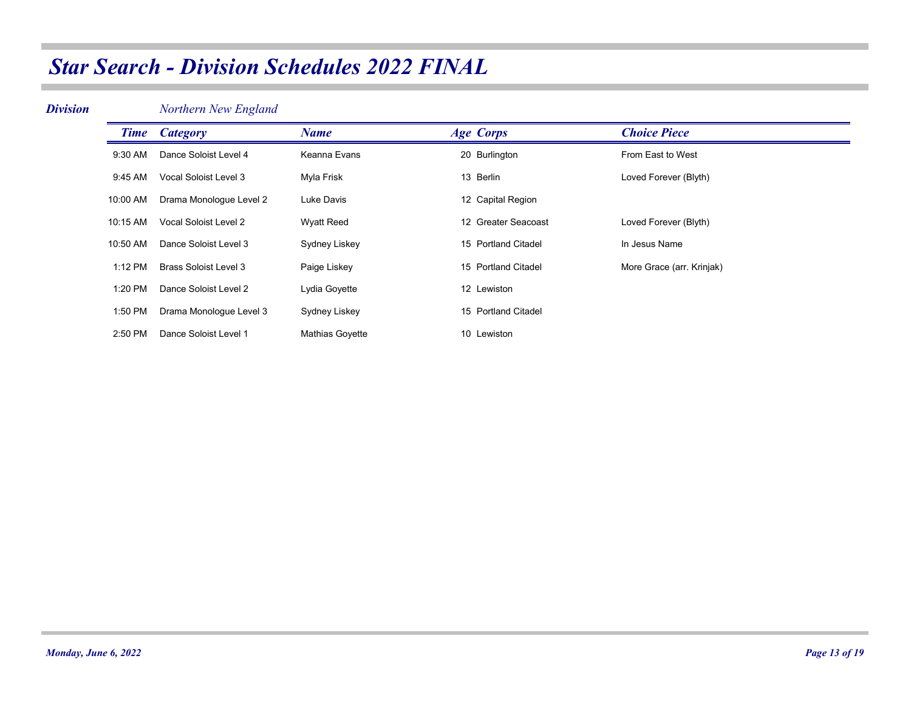# Star Search - Division Schedules 2022 FINAL

***Division*** *Northern New England*

| Time | Category | Name | Age | Corps | Choice Piece |
|---|---|---|---|---|---|
| 9:30 AM | Dance Soloist Level 4 | Keanna Evans | 20 | Burlington | From East to West |
| 9:45 AM | Vocal Soloist Level 3 | Myla Frisk | 13 | Berlin | Loved Forever (Blyth) |
| 10:00 AM | Drama Monologue Level 2 | Luke Davis | 12 | Capital Region | |
| 10:15 AM | Vocal Soloist Level 2 | Wyatt Reed | 12 | Greater Seacoast | Loved Forever (Blyth) |
| 10:50 AM | Dance Soloist Level 3 | Sydney Liskey | 15 | Portland Citadel | In Jesus Name |
| 1:12 PM | Brass Soloist Level 3 | Paige Liskey | 15 | Portland Citadel | More Grace (arr. Krinjak) |
| 1:20 PM | Dance Soloist Level 2 | Lydia Goyette | 12 | Lewiston | |
| 1:50 PM | Drama Monologue Level 3 | Sydney Liskey | 15 | Portland Citadel | |
| 2:50 PM | Dance Soloist Level 1 | Mathias Goyette | 10 | Lewiston | |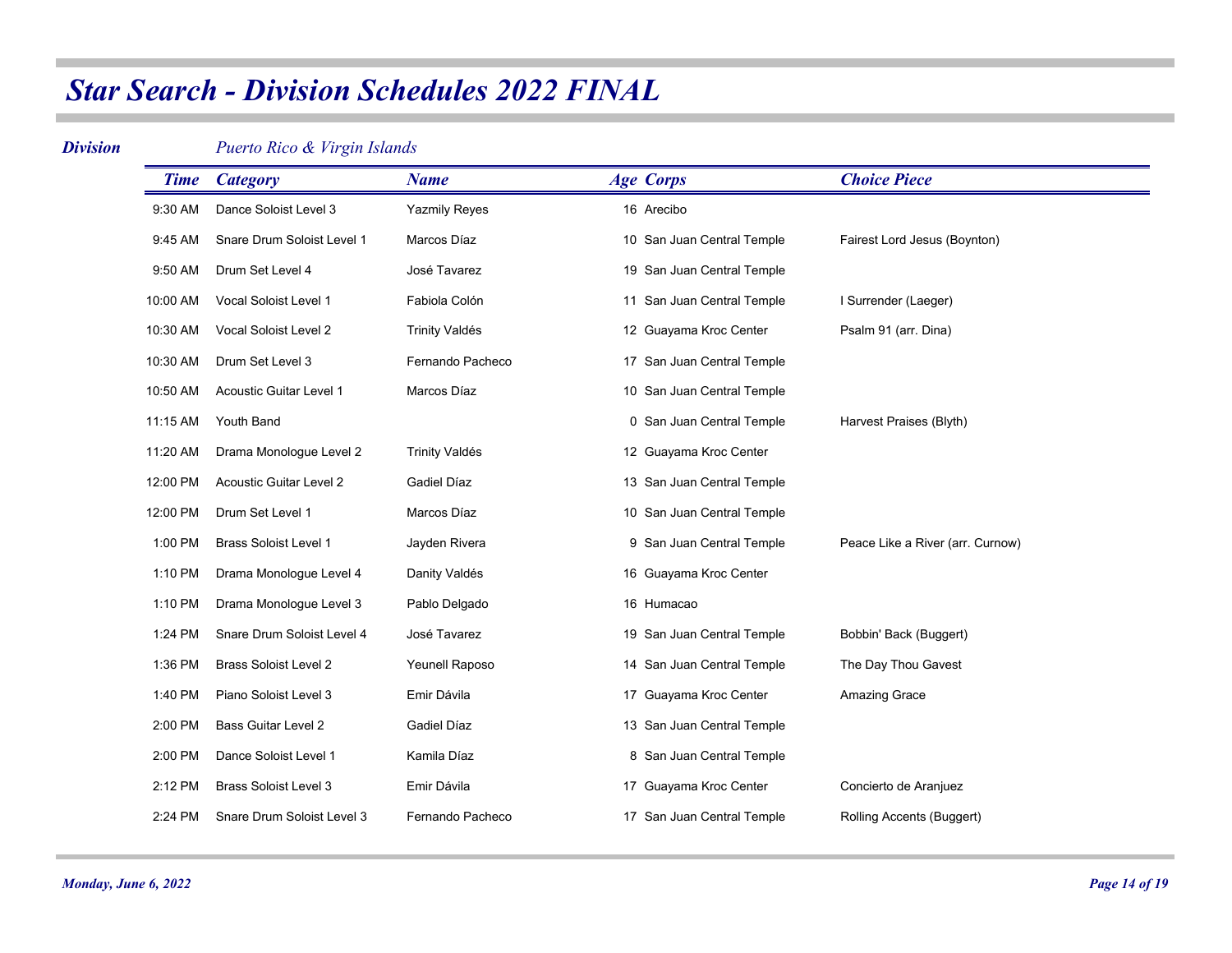# *Star Search - Division Schedules 2022 FINAL*

***Division*** *Puerto Rico & Virgin Islands*

| Time | Category | Name | Age | Corps | Choice Piece |
|---|---|---|---|---|---|
| 9:30 AM | Dance Soloist Level 3 | Yazmily Reyes | 16 | Arecibo | |
| 9:45 AM | Snare Drum Soloist Level 1 | Marcos Díaz | 10 | San Juan Central Temple | Fairest Lord Jesus (Boynton) |
| 9:50 AM | Drum Set Level 4 | José Tavarez | 19 | San Juan Central Temple | |
| 10:00 AM | Vocal Soloist Level 1 | Fabiola Colón | 11 | San Juan Central Temple | I Surrender (Laeger) |
| 10:30 AM | Vocal Soloist Level 2 | Trinity Valdés | 12 | Guayama Kroc Center | Psalm 91 (arr. Dina) |
| 10:30 AM | Drum Set Level 3 | Fernando Pacheco | 17 | San Juan Central Temple | |
| 10:50 AM | Acoustic Guitar Level 1 | Marcos Díaz | 10 | San Juan Central Temple | |
| 11:15 AM | Youth Band | | 0 | San Juan Central Temple | Harvest Praises (Blyth) |
| 11:20 AM | Drama Monologue Level 2 | Trinity Valdés | 12 | Guayama Kroc Center | |
| 12:00 PM | Acoustic Guitar Level 2 | Gadiel Díaz | 13 | San Juan Central Temple | |
| 12:00 PM | Drum Set Level 1 | Marcos Díaz | 10 | San Juan Central Temple | |
| 1:00 PM | Brass Soloist Level 1 | Jayden Rivera | 9 | San Juan Central Temple | Peace Like a River (arr. Curnow) |
| 1:10 PM | Drama Monologue Level 4 | Danity Valdés | 16 | Guayama Kroc Center | |
| 1:10 PM | Drama Monologue Level 3 | Pablo Delgado | 16 | Humacao | |
| 1:24 PM | Snare Drum Soloist Level 4 | José Tavarez | 19 | San Juan Central Temple | Bobbin' Back (Buggert) |
| 1:36 PM | Brass Soloist Level 2 | Yeunell Raposo | 14 | San Juan Central Temple | The Day Thou Gavest |
| 1:40 PM | Piano Soloist Level 3 | Emir Dávila | 17 | Guayama Kroc Center | Amazing Grace |
| 2:00 PM | Bass Guitar Level 2 | Gadiel Díaz | 13 | San Juan Central Temple | |
| 2:00 PM | Dance Soloist Level 1 | Kamila Díaz | 8 | San Juan Central Temple | |
| 2:12 PM | Brass Soloist Level 3 | Emir Dávila | 17 | Guayama Kroc Center | Concierto de Aranjuez |
| 2:24 PM | Snare Drum Soloist Level 3 | Fernando Pacheco | 17 | San Juan Central Temple | Rolling Accents (Buggert) |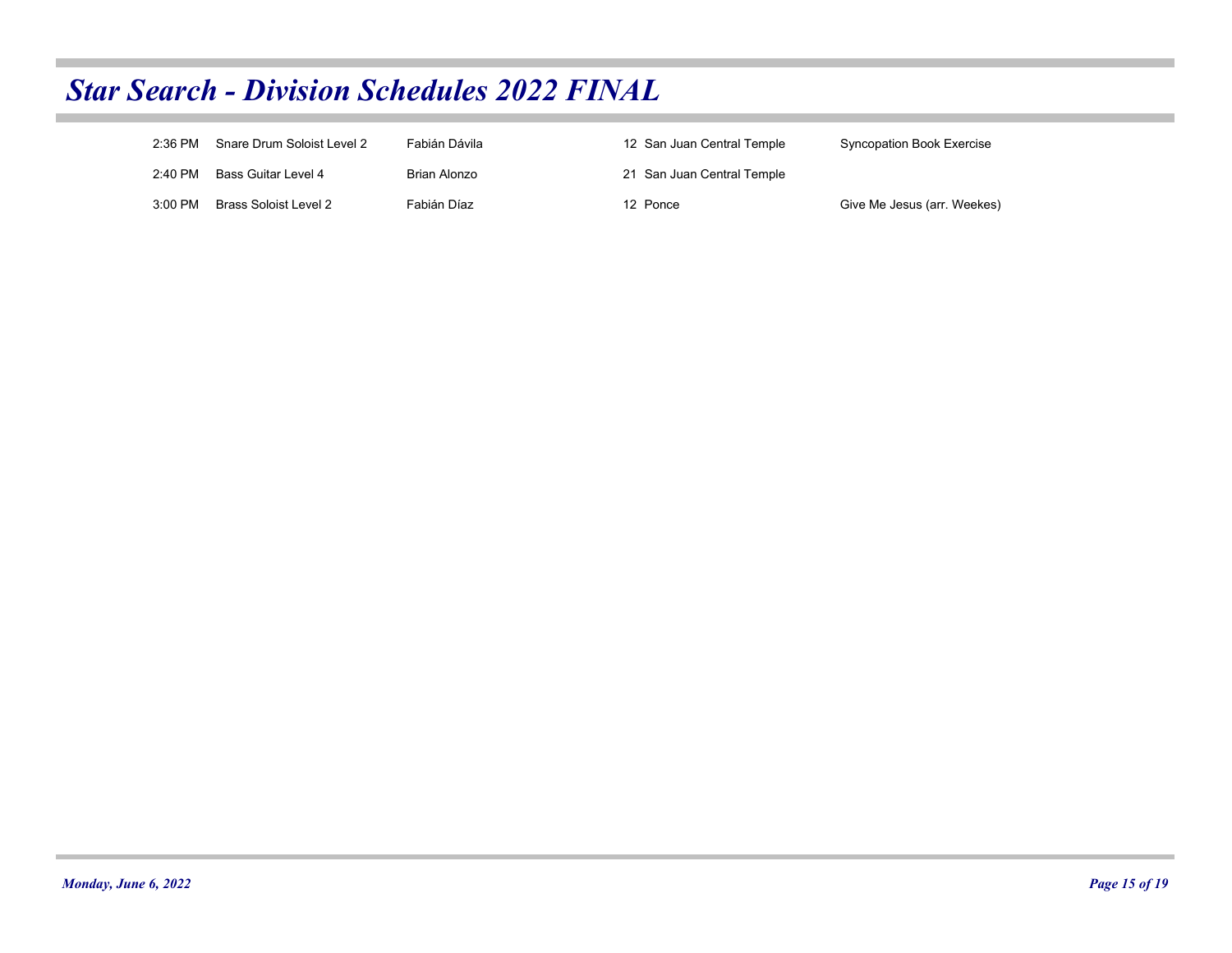# *Star Search - Division Schedules 2022 FINAL*

| | | | | | |
|---|---|---|---|---|---|
| 2:36 PM | Snare Drum Soloist Level 2 | Fabián Dávila | 12 | San Juan Central Temple | Syncopation Book Exercise |
| 2:40 PM | Bass Guitar Level 4 | Brian Alonzo | 21 | San Juan Central Temple | |
| 3:00 PM | Brass Soloist Level 2 | Fabián Díaz | 12 | Ponce | Give Me Jesus (arr. Weekes) |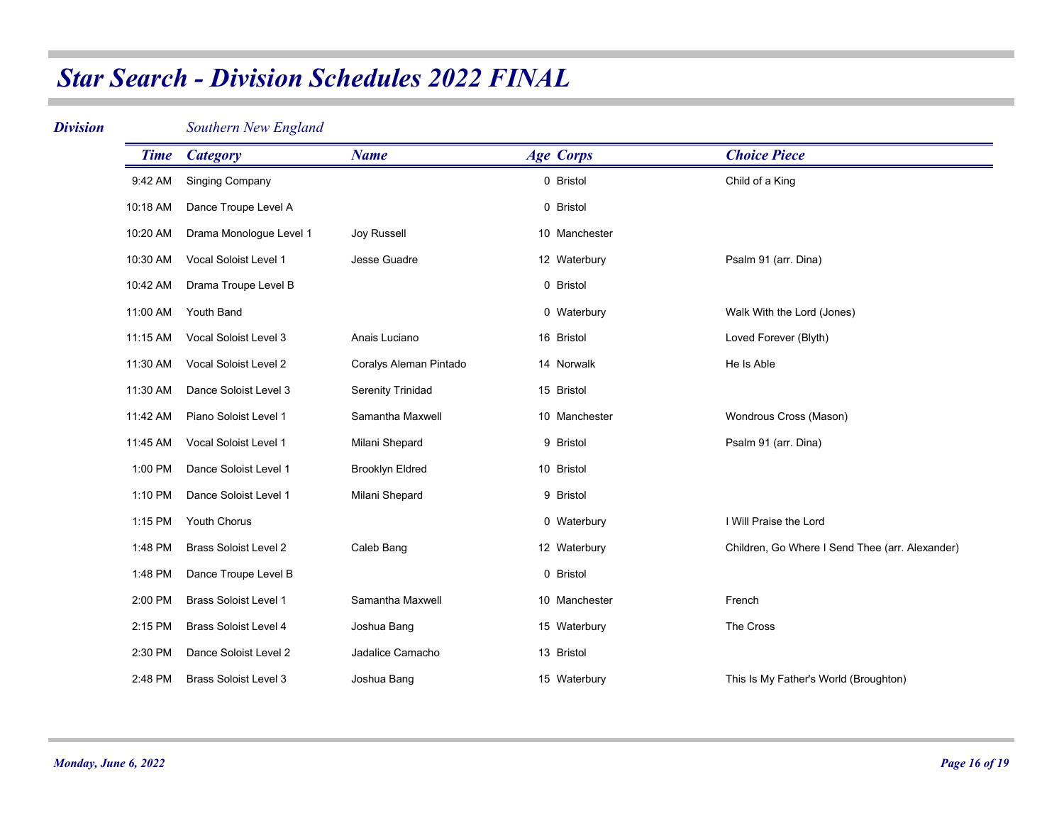# Star Search - Division Schedules 2022 FINAL

**Division** *Southern New England*

| Time | Category | Name | Age | Corps | Choice Piece |
|---|---|---|---|---|---|
| 9:42 AM | Singing Company | | 0 | Bristol | Child of a King |
| 10:18 AM | Dance Troupe Level A | | 0 | Bristol | |
| 10:20 AM | Drama Monologue Level 1 | Joy Russell | 10 | Manchester | |
| 10:30 AM | Vocal Soloist Level 1 | Jesse Guadre | 12 | Waterbury | Psalm 91 (arr. Dina) |
| 10:42 AM | Drama Troupe Level B | | 0 | Bristol | |
| 11:00 AM | Youth Band | | 0 | Waterbury | Walk With the Lord (Jones) |
| 11:15 AM | Vocal Soloist Level 3 | Anais Luciano | 16 | Bristol | Loved Forever (Blyth) |
| 11:30 AM | Vocal Soloist Level 2 | Coralys Aleman Pintado | 14 | Norwalk | He Is Able |
| 11:30 AM | Dance Soloist Level 3 | Serenity Trinidad | 15 | Bristol | |
| 11:42 AM | Piano Soloist Level 1 | Samantha Maxwell | 10 | Manchester | Wondrous Cross (Mason) |
| 11:45 AM | Vocal Soloist Level 1 | Milani Shepard | 9 | Bristol | Psalm 91 (arr. Dina) |
| 1:00 PM | Dance Soloist Level 1 | Brooklyn Eldred | 10 | Bristol | |
| 1:10 PM | Dance Soloist Level 1 | Milani Shepard | 9 | Bristol | |
| 1:15 PM | Youth Chorus | | 0 | Waterbury | I Will Praise the Lord |
| 1:48 PM | Brass Soloist Level 2 | Caleb Bang | 12 | Waterbury | Children, Go Where I Send Thee (arr. Alexander) |
| 1:48 PM | Dance Troupe Level B | | 0 | Bristol | |
| 2:00 PM | Brass Soloist Level 1 | Samantha Maxwell | 10 | Manchester | French |
| 2:15 PM | Brass Soloist Level 4 | Joshua Bang | 15 | Waterbury | The Cross |
| 2:30 PM | Dance Soloist Level 2 | Jadalice Camacho | 13 | Bristol | |
| 2:48 PM | Brass Soloist Level 3 | Joshua Bang | 15 | Waterbury | This Is My Father's World (Broughton) |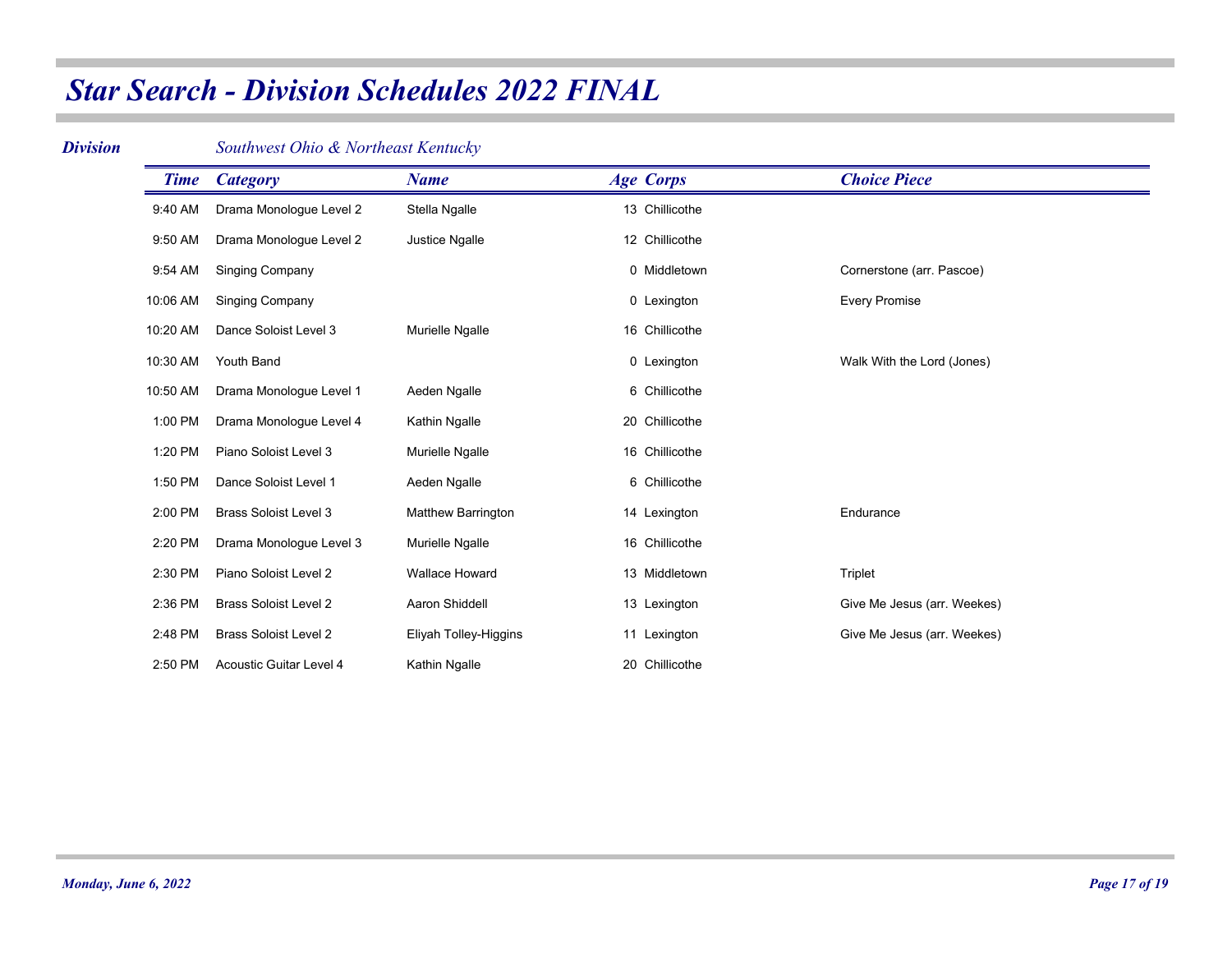# Star Search - Division Schedules 2022 FINAL

**Division** *Southwest Ohio & Northeast Kentucky*

| Time | Category | Name | Age | Corps | Choice Piece |
|---|---|---|---|---|---|
| 9:40 AM | Drama Monologue Level 2 | Stella Ngalle | 13 | Chillicothe | |
| 9:50 AM | Drama Monologue Level 2 | Justice Ngalle | 12 | Chillicothe | |
| 9:54 AM | Singing Company | | 0 | Middletown | Cornerstone (arr. Pascoe) |
| 10:06 AM | Singing Company | | 0 | Lexington | Every Promise |
| 10:20 AM | Dance Soloist Level 3 | Murielle Ngalle | 16 | Chillicothe | |
| 10:30 AM | Youth Band | | 0 | Lexington | Walk With the Lord (Jones) |
| 10:50 AM | Drama Monologue Level 1 | Aeden Ngalle | 6 | Chillicothe | |
| 1:00 PM | Drama Monologue Level 4 | Kathin Ngalle | 20 | Chillicothe | |
| 1:20 PM | Piano Soloist Level 3 | Murielle Ngalle | 16 | Chillicothe | |
| 1:50 PM | Dance Soloist Level 1 | Aeden Ngalle | 6 | Chillicothe | |
| 2:00 PM | Brass Soloist Level 3 | Matthew Barrington | 14 | Lexington | Endurance |
| 2:20 PM | Drama Monologue Level 3 | Murielle Ngalle | 16 | Chillicothe | |
| 2:30 PM | Piano Soloist Level 2 | Wallace Howard | 13 | Middletown | Triplet |
| 2:36 PM | Brass Soloist Level 2 | Aaron Shiddell | 13 | Lexington | Give Me Jesus (arr. Weekes) |
| 2:48 PM | Brass Soloist Level 2 | Eliyah Tolley-Higgins | 11 | Lexington | Give Me Jesus (arr. Weekes) |
| 2:50 PM | Acoustic Guitar Level 4 | Kathin Ngalle | 20 | Chillicothe | |

*Monday, June 6, 2022*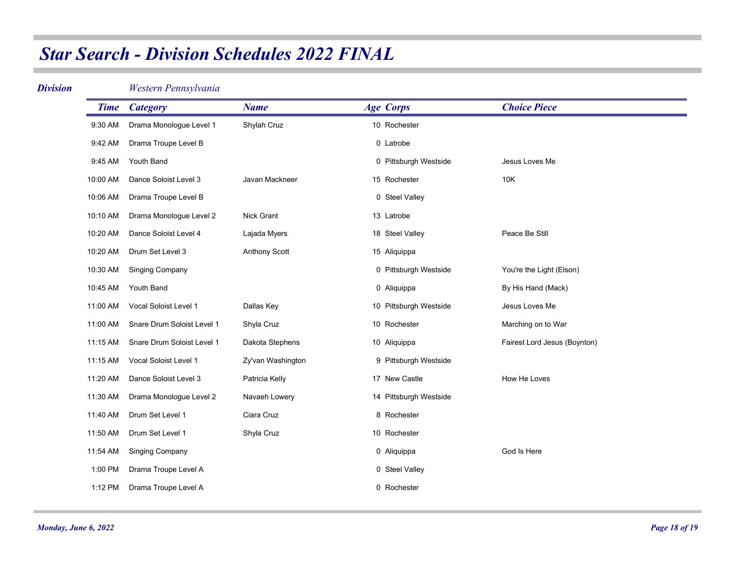# Star Search - Division Schedules 2022 FINAL

***Division*** *Western Pennsylvania*

| Time | Category | Name | Age | Corps | Choice Piece |
|---|---|---|---|---|---|
| 9:30 AM | Drama Monologue Level 1 | Shylah Cruz | 10 | Rochester | |
| 9:42 AM | Drama Troupe Level B | | 0 | Latrobe | |
| 9:45 AM | Youth Band | | 0 | Pittsburgh Westside | Jesus Loves Me |
| 10:00 AM | Dance Soloist Level 3 | Javan Mackneer | 15 | Rochester | 10K |
| 10:06 AM | Drama Troupe Level B | | 0 | Steel Valley | |
| 10:10 AM | Drama Monologue Level 2 | Nick Grant | 13 | Latrobe | |
| 10:20 AM | Dance Soloist Level 4 | Lajada Myers | 18 | Steel Valley | Peace Be Still |
| 10:20 AM | Drum Set Level 3 | Anthony Scott | 15 | Aliquippa | |
| 10:30 AM | Singing Company | | 0 | Pittsburgh Westside | You're the Light (Elson) |
| 10:45 AM | Youth Band | | 0 | Aliquippa | By His Hand (Mack) |
| 11:00 AM | Vocal Soloist Level 1 | Dallas Key | 10 | Pittsburgh Westside | Jesus Loves Me |
| 11:00 AM | Snare Drum Soloist Level 1 | Shyla Cruz | 10 | Rochester | Marching on to War |
| 11:15 AM | Snare Drum Soloist Level 1 | Dakota Stephens | 10 | Aliquippa | Fairest Lord Jesus (Boynton) |
| 11:15 AM | Vocal Soloist Level 1 | Zy'van Washington | 9 | Pittsburgh Westside | |
| 11:20 AM | Dance Soloist Level 3 | Patricia Kelly | 17 | New Castle | How He Loves |
| 11:30 AM | Drama Monologue Level 2 | Navaeh Lowery | 14 | Pittsburgh Westside | |
| 11:40 AM | Drum Set Level 1 | Ciara Cruz | 8 | Rochester | |
| 11:50 AM | Drum Set Level 1 | Shyla Cruz | 10 | Rochester | |
| 11:54 AM | Singing Company | | 0 | Aliquippa | God Is Here |
| 1:00 PM | Drama Troupe Level A | | 0 | Steel Valley | |
| 1:12 PM | Drama Troupe Level A | | 0 | Rochester | |

*Monday, June 6, 2022*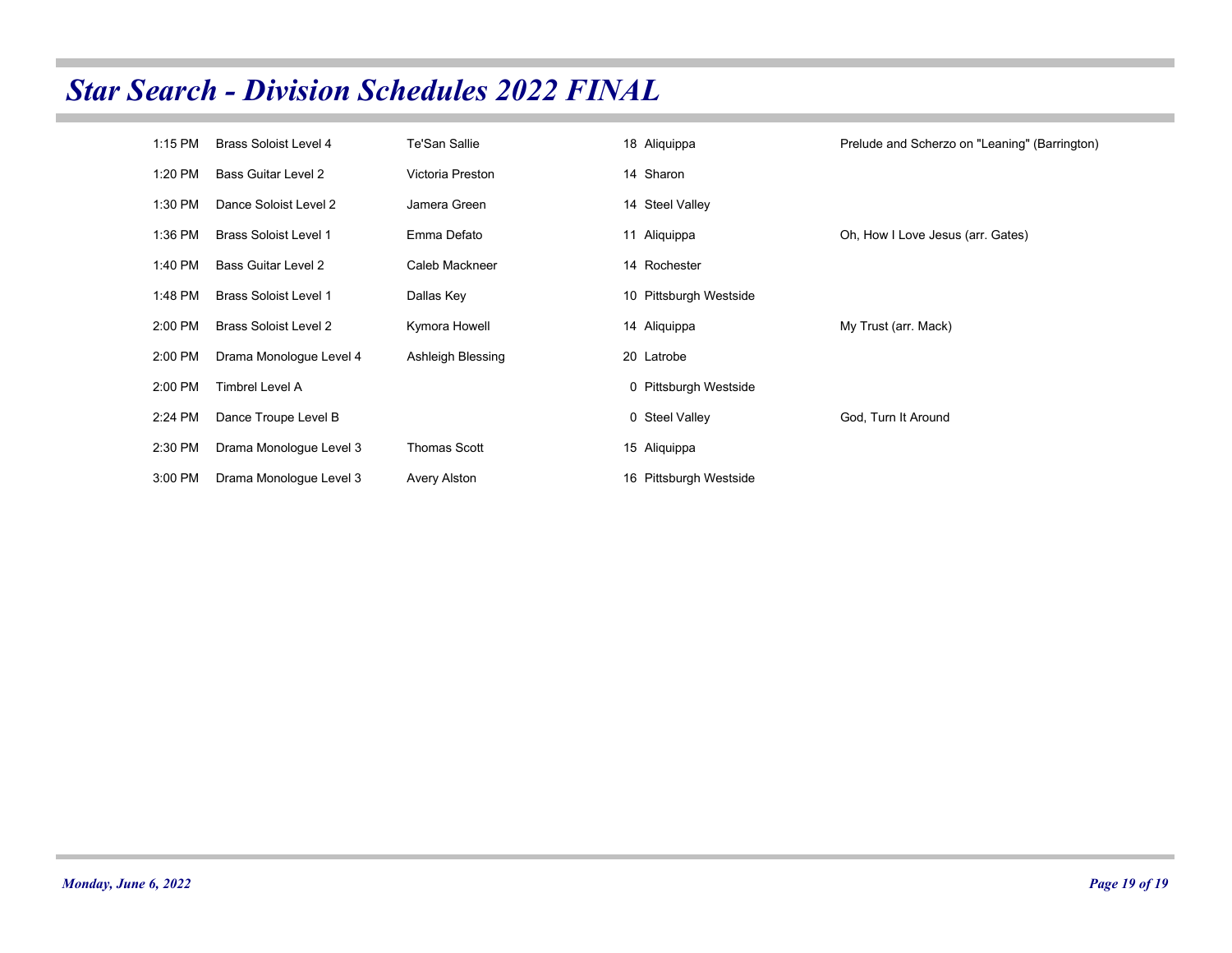# Star Search - Division Schedules 2022 FINAL

| | | | | | |
|---|---|---|---|---|---|
| 1:15 PM | Brass Soloist Level 4 | Te'San Sallie | 18 | Aliquippa | Prelude and Scherzo on "Leaning" (Barrington) |
| 1:20 PM | Bass Guitar Level 2 | Victoria Preston | 14 | Sharon | |
| 1:30 PM | Dance Soloist Level 2 | Jamera Green | 14 | Steel Valley | |
| 1:36 PM | Brass Soloist Level 1 | Emma Defato | 11 | Aliquippa | Oh, How I Love Jesus (arr. Gates) |
| 1:40 PM | Bass Guitar Level 2 | Caleb Mackneer | 14 | Rochester | |
| 1:48 PM | Brass Soloist Level 1 | Dallas Key | 10 | Pittsburgh Westside | |
| 2:00 PM | Brass Soloist Level 2 | Kymora Howell | 14 | Aliquippa | My Trust (arr. Mack) |
| 2:00 PM | Drama Monologue Level 4 | Ashleigh Blessing | 20 | Latrobe | |
| 2:00 PM | Timbrel Level A | | 0 | Pittsburgh Westside | |
| 2:24 PM | Dance Troupe Level B | | 0 | Steel Valley | God, Turn It Around |
| 2:30 PM | Drama Monologue Level 3 | Thomas Scott | 15 | Aliquippa | |
| 3:00 PM | Drama Monologue Level 3 | Avery Alston | 16 | Pittsburgh Westside | |